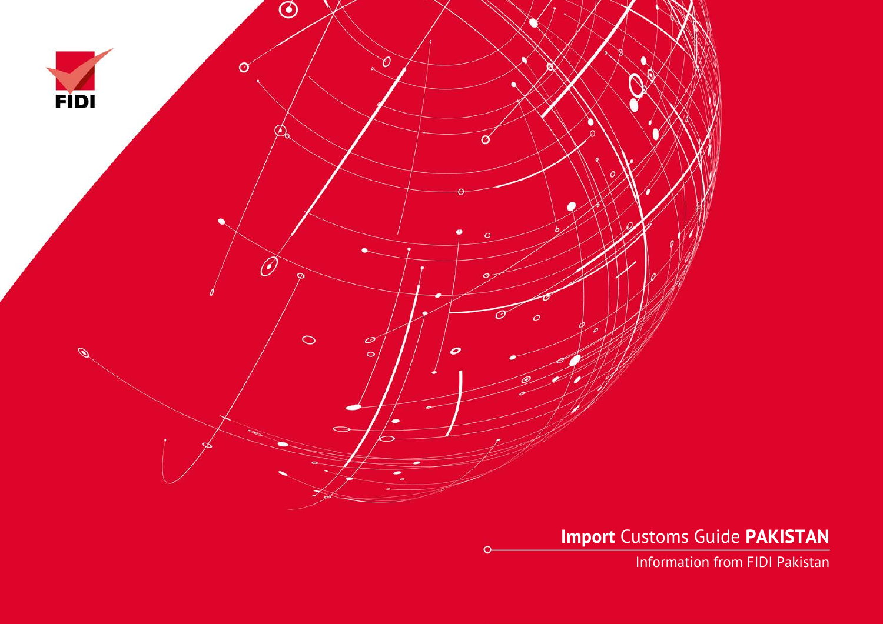FIDI

# **Import** Customs Guide **PAKISTAN**

Information from FIDI Pakistan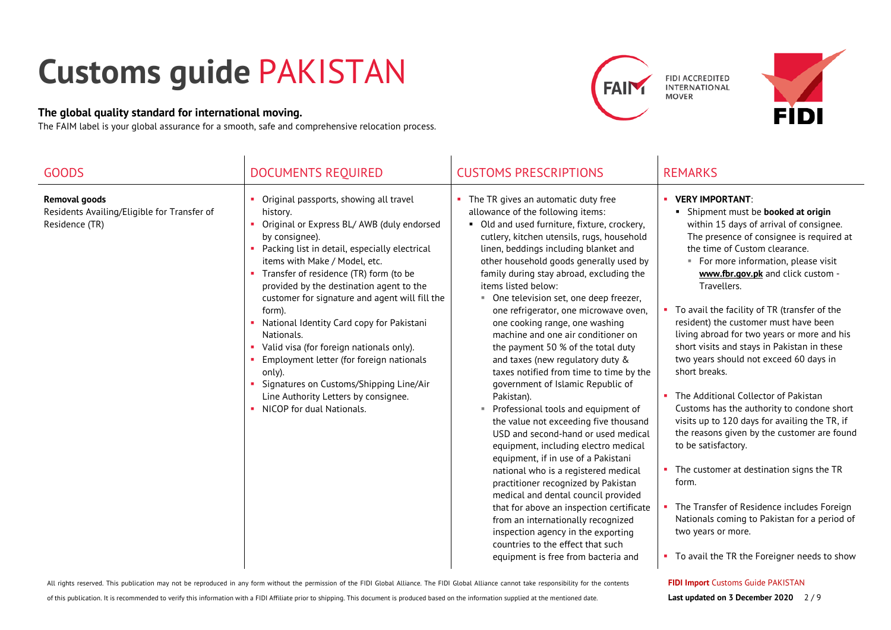# Customs guide PAKISTAN

**The global quality standard for international moving.**

The FAIM label is your global assurance for a smooth, safe and comprehensive relocation process.

| GOODS | DOCUMENTS REQUIRED | CUSTOMS PRESCRIPTIONS | REMARKS |
|---|---|---|---|
| **Removal goods**<br>Residents Availing/Eligible for Transfer of Residence (TR) | ▪ Original passports, showing all travel history.<br>▪ Original or Express BL/ AWB (duly endorsed by consignee).<br>▪ Packing list in detail, especially electrical items with Make / Model, etc.<br>▪ Transfer of residence (TR) form (to be provided by the destination agent to the customer for signature and agent will fill the form).<br>▪ National Identity Card copy for Pakistani Nationals.<br>▪ Valid visa (for foreign nationals only).<br>▪ Employment letter (for foreign nationals only).<br>▪ Signatures on Customs/Shipping Line/Air Line Authority Letters by consignee.<br>▪ NICOP for dual Nationals. | ▪ The TR gives an automatic duty free allowance of the following items:<br>&nbsp;&nbsp;▪ Old and used furniture, fixture, crockery, cutlery, kitchen utensils, rugs, household linen, beddings including blanket and other household goods generally used by family during stay abroad, excluding the items listed below:<br>&nbsp;&nbsp;&nbsp;&nbsp;▪ One television set, one deep freezer, one refrigerator, one microwave oven, one cooking range, one washing machine and one air conditioner on the payment 50 % of the total duty and taxes (new regulatory duty & taxes notified from time to time by the government of Islamic Republic of Pakistan).<br>&nbsp;&nbsp;&nbsp;&nbsp;▪ Professional tools and equipment of the value not exceeding five thousand USD and second-hand or used medical equipment, including electro medical equipment, if in use of a Pakistani national who is a registered medical practitioner recognized by Pakistan medical and dental council provided that for above an inspection certificate from an internationally recognized inspection agency in the exporting countries to the effect that such equipment is free from bacteria and | ▪ **VERY IMPORTANT**:<br>&nbsp;&nbsp;▪ Shipment must be **booked at origin** within 15 days of arrival of consignee. The presence of consignee is required at the time of Custom clearance.<br>&nbsp;&nbsp;&nbsp;&nbsp;▪ For more information, please visit **www.fbr.gov.pk** and click custom - Travellers.<br>▪ To avail the facility of TR (transfer of the resident) the customer must have been living abroad for two years or more and his short visits and stays in Pakistan in these two years should not exceed 60 days in short breaks.<br>▪ The Additional Collector of Pakistan Customs has the authority to condone short visits up to 120 days for availing the TR, if the reasons given by the customer are found to be satisfactory.<br>▪ The customer at destination signs the TR form.<br>▪ The Transfer of Residence includes Foreign Nationals coming to Pakistan for a period of two years or more.<br>▪ To avail the TR the Foreigner needs to show |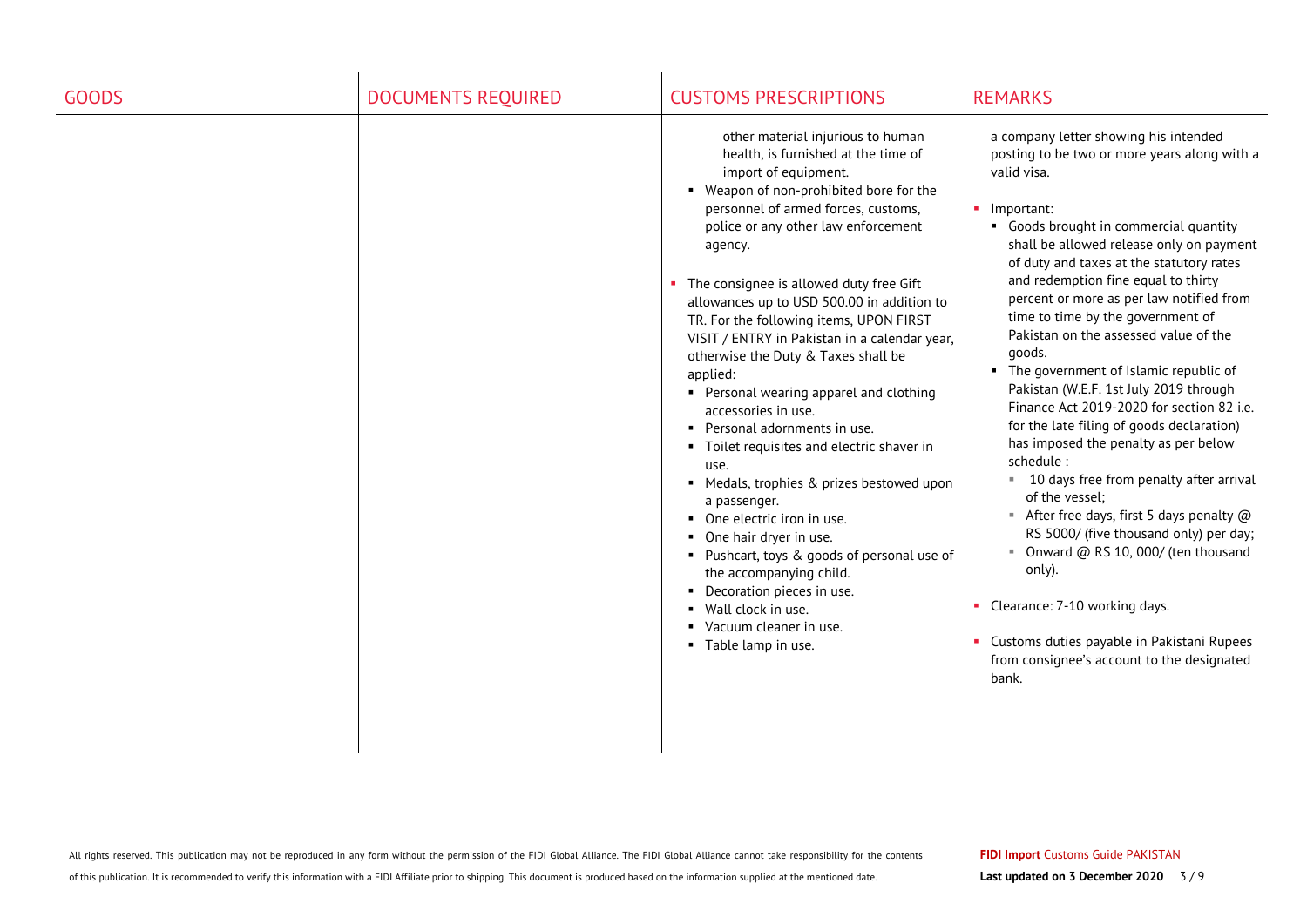| GOODS | DOCUMENTS REQUIRED | CUSTOMS PRESCRIPTIONS | REMARKS |
|---|---|---|---|
| | | other material injurious to human health, is furnished at the time of import of equipment.<br>▪ Weapon of non-prohibited bore for the personnel of armed forces, customs, police or any other law enforcement agency.<br><br>▪ The consignee is allowed duty free Gift allowances up to USD 500.00 in addition to TR. For the following items, UPON FIRST VISIT / ENTRY in Pakistan in a calendar year, otherwise the Duty & Taxes shall be applied:<br>▪ Personal wearing apparel and clothing accessories in use.<br>▪ Personal adornments in use.<br>▪ Toilet requisites and electric shaver in use.<br>▪ Medals, trophies & prizes bestowed upon a passenger.<br>▪ One electric iron in use.<br>▪ One hair dryer in use.<br>▪ Pushcart, toys & goods of personal use of the accompanying child.<br>▪ Decoration pieces in use.<br>▪ Wall clock in use.<br>▪ Vacuum cleaner in use.<br>▪ Table lamp in use. | a company letter showing his intended posting to be two or more years along with a valid visa.<br><br>▪ Important:<br>▪ Goods brought in commercial quantity shall be allowed release only on payment of duty and taxes at the statutory rates and redemption fine equal to thirty percent or more as per law notified from time to time by the government of Pakistan on the assessed value of the goods.<br>▪ The government of Islamic republic of Pakistan (W.E.F. 1st July 2019 through Finance Act 2019-2020 for section 82 i.e. for the late filing of goods declaration) has imposed the penalty as per below schedule :<br>▪ 10 days free from penalty after arrival of the vessel;<br>▪ After free days, first 5 days penalty @ RS 5000/ (five thousand only) per day;<br>▪ Onward @ RS 10, 000/ (ten thousand only).<br><br>▪ Clearance: 7-10 working days.<br><br>▪ Customs duties payable in Pakistani Rupees from consignee's account to the designated bank. |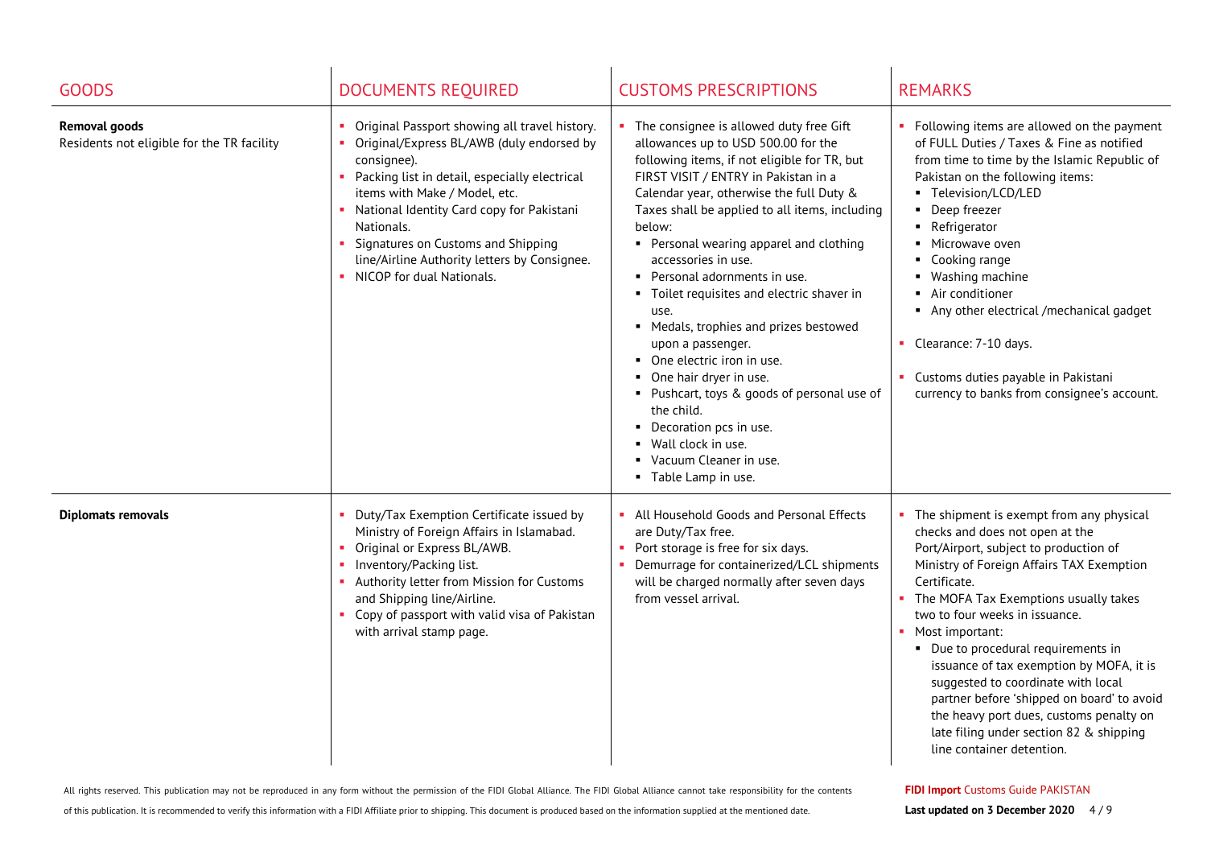| GOODS | DOCUMENTS REQUIRED | CUSTOMS PRESCRIPTIONS | REMARKS |
|---|---|---|---|
| **Removal goods**<br>Residents not eligible for the TR facility | • Original Passport showing all travel history.<br>• Original/Express BL/AWB (duly endorsed by consignee).<br>• Packing list in detail, especially electrical items with Make / Model, etc.<br>• National Identity Card copy for Pakistani Nationals.<br>• Signatures on Customs and Shipping line/Airline Authority letters by Consignee.<br>• NICOP for dual Nationals. | • The consignee is allowed duty free Gift allowances up to USD 500.00 for the following items, if not eligible for TR, but FIRST VISIT / ENTRY in Pakistan in a Calendar year, otherwise the full Duty & Taxes shall be applied to all items, including below:<br>  ▪ Personal wearing apparel and clothing accessories in use.<br>  ▪ Personal adornments in use.<br>  ▪ Toilet requisites and electric shaver in use.<br>  ▪ Medals, trophies and prizes bestowed upon a passenger.<br>  ▪ One electric iron in use.<br>  ▪ One hair dryer in use.<br>  ▪ Pushcart, toys & goods of personal use of the child.<br>  ▪ Decoration pcs in use.<br>  ▪ Wall clock in use.<br>  ▪ Vacuum Cleaner in use.<br>  ▪ Table Lamp in use. | • Following items are allowed on the payment of FULL Duties / Taxes & Fine as notified from time to time by the Islamic Republic of Pakistan on the following items:<br>  ▪ Television/LCD/LED<br>  ▪ Deep freezer<br>  ▪ Refrigerator<br>  ▪ Microwave oven<br>  ▪ Cooking range<br>  ▪ Washing machine<br>  ▪ Air conditioner<br>  ▪ Any other electrical /mechanical gadget<br>• Clearance: 7-10 days.<br>• Customs duties payable in Pakistani currency to banks from consignee's account. |
| **Diplomats removals** | • Duty/Tax Exemption Certificate issued by Ministry of Foreign Affairs in Islamabad.<br>• Original or Express BL/AWB.<br>• Inventory/Packing list.<br>• Authority letter from Mission for Customs and Shipping line/Airline.<br>• Copy of passport with valid visa of Pakistan with arrival stamp page. | • All Household Goods and Personal Effects are Duty/Tax free.<br>• Port storage is free for six days.<br>• Demurrage for containerized/LCL shipments will be charged normally after seven days from vessel arrival. | • The shipment is exempt from any physical checks and does not open at the Port/Airport, subject to production of Ministry of Foreign Affairs TAX Exemption Certificate.<br>• The MOFA Tax Exemptions usually takes two to four weeks in issuance.<br>• Most important:<br>  ▪ Due to procedural requirements in issuance of tax exemption by MOFA, it is suggested to coordinate with local partner before 'shipped on board' to avoid the heavy port dues, customs penalty on late filing under section 82 & shipping line container detention. |

All rights reserved. This publication may not be reproduced in any form without the permission of the FIDI Global Alliance. The FIDI Global Alliance cannot take responsibility for the contents of this publication. It is recommended to verify this information with a FIDI Affiliate prior to shipping. This document is produced based on the information supplied at the mentioned date.

**FIDI Import** Customs Guide PAKISTAN
**Last updated on 3 December 2020**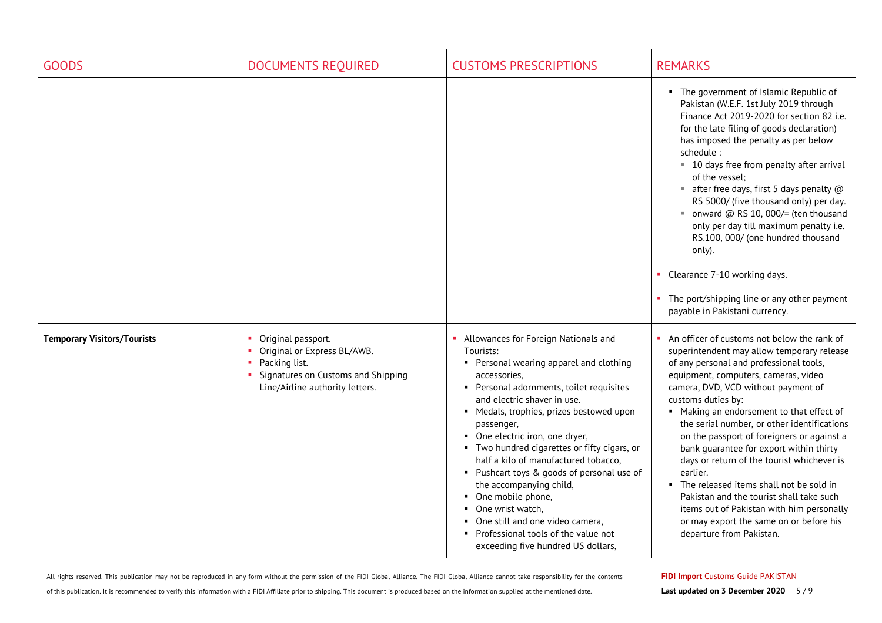| GOODS | DOCUMENTS REQUIRED | CUSTOMS PRESCRIPTIONS | REMARKS |
|---|---|---|---|
| | | | ▪ The government of Islamic Republic of Pakistan (W.E.F. 1st July 2019 through Finance Act 2019-2020 for section 82 i.e. for the late filing of goods declaration) has imposed the penalty as per below schedule :<br>▪ 10 days free from penalty after arrival of the vessel;<br>▪ after free days, first 5 days penalty @ RS 5000/ (five thousand only) per day.<br>▪ onward @ RS 10, 000/= (ten thousand only per day till maximum penalty i.e. RS.100, 000/ (one hundred thousand only).<br><br>▪ Clearance 7-10 working days.<br><br>▪ The port/shipping line or any other payment payable in Pakistani currency. |
| **Temporary Visitors/Tourists** | ▪ Original passport.<br>▪ Original or Express BL/AWB.<br>▪ Packing list.<br>▪ Signatures on Customs and Shipping Line/Airline authority letters. | ▪ Allowances for Foreign Nationals and Tourists:<br>▪ Personal wearing apparel and clothing accessories,<br>▪ Personal adornments, toilet requisites and electric shaver in use.<br>▪ Medals, trophies, prizes bestowed upon passenger,<br>▪ One electric iron, one dryer,<br>▪ Two hundred cigarettes or fifty cigars, or half a kilo of manufactured tobacco,<br>▪ Pushcart toys & goods of personal use of the accompanying child,<br>▪ One mobile phone,<br>▪ One wrist watch,<br>▪ One still and one video camera,<br>▪ Professional tools of the value not exceeding five hundred US dollars, | ▪ An officer of customs not below the rank of superintendent may allow temporary release of any personal and professional tools, equipment, computers, cameras, video camera, DVD, VCD without payment of customs duties by:<br>▪ Making an endorsement to that effect of the serial number, or other identifications on the passport of foreigners or against a bank guarantee for export within thirty days or return of the tourist whichever is earlier.<br>▪ The released items shall not be sold in Pakistan and the tourist shall take such items out of Pakistan with him personally or may export the same on or before his departure from Pakistan. |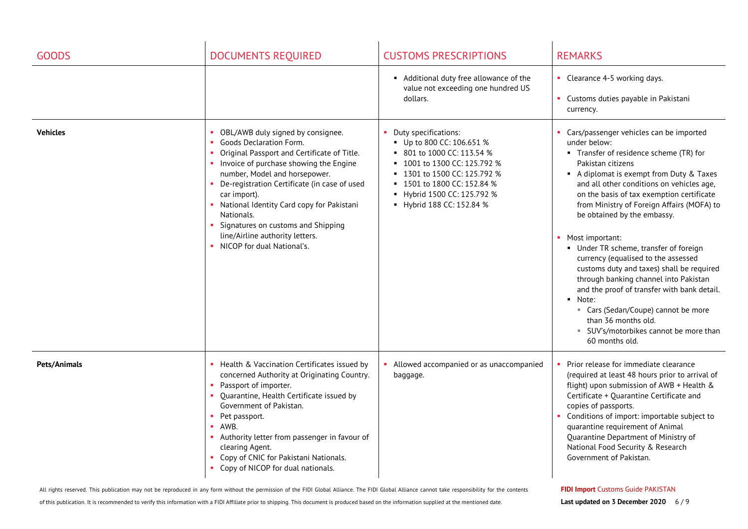| GOODS | DOCUMENTS REQUIRED | CUSTOMS PRESCRIPTIONS | REMARKS |
|---|---|---|---|
| | | ▪ Additional duty free allowance of the value not exceeding one hundred US dollars. | ▪ Clearance 4-5 working days.<br>▪ Customs duties payable in Pakistani currency. |
| **Vehicles** | ▪ OBL/AWB duly signed by consignee.<br>▪ Goods Declaration Form.<br>▪ Original Passport and Certificate of Title.<br>▪ Invoice of purchase showing the Engine number, Model and horsepower.<br>▪ De-registration Certificate (in case of used car import).<br>▪ National Identity Card copy for Pakistani Nationals.<br>▪ Signatures on customs and Shipping line/Airline authority letters.<br>▪ NICOP for dual National's. | ▪ Duty specifications:<br>  ▪ Up to 800 CC: 106.651 %<br>  ▪ 801 to 1000 CC: 113.54 %<br>  ▪ 1001 to 1300 CC: 125.792 %<br>  ▪ 1301 to 1500 CC: 125.792 %<br>  ▪ 1501 to 1800 CC: 152.84 %<br>  ▪ Hybrid 1500 CC: 125.792 %<br>  ▪ Hybrid 188 CC: 152.84 % | ▪ Cars/passenger vehicles can be imported under below:<br>  ▪ Transfer of residence scheme (TR) for Pakistan citizens<br>  ▪ A diplomat is exempt from Duty & Taxes and all other conditions on vehicles age, on the basis of tax exemption certificate from Ministry of Foreign Affairs (MOFA) to be obtained by the embassy.<br>▪ Most important:<br>  ▪ Under TR scheme, transfer of foreign currency (equalised to the assessed customs duty and taxes) shall be required through banking channel into Pakistan and the proof of transfer with bank detail.<br>  ▪ Note:<br>    ▪ Cars (Sedan/Coupe) cannot be more than 36 months old.<br>    ▪ SUV's/motorbikes cannot be more than 60 months old. |
| **Pets/Animals** | ▪ Health & Vaccination Certificates issued by concerned Authority at Originating Country.<br>▪ Passport of importer.<br>▪ Quarantine, Health Certificate issued by Government of Pakistan.<br>▪ Pet passport.<br>▪ AWB.<br>▪ Authority letter from passenger in favour of clearing Agent.<br>▪ Copy of CNIC for Pakistani Nationals.<br>▪ Copy of NICOP for dual nationals. | ▪ Allowed accompanied or as unaccompanied baggage. | ▪ Prior release for immediate clearance (required at least 48 hours prior to arrival of flight) upon submission of AWB + Health & Certificate + Quarantine Certificate and copies of passports.<br>▪ Conditions of import: importable subject to quarantine requirement of Animal Quarantine Department of Ministry of National Food Security & Research Government of Pakistan. |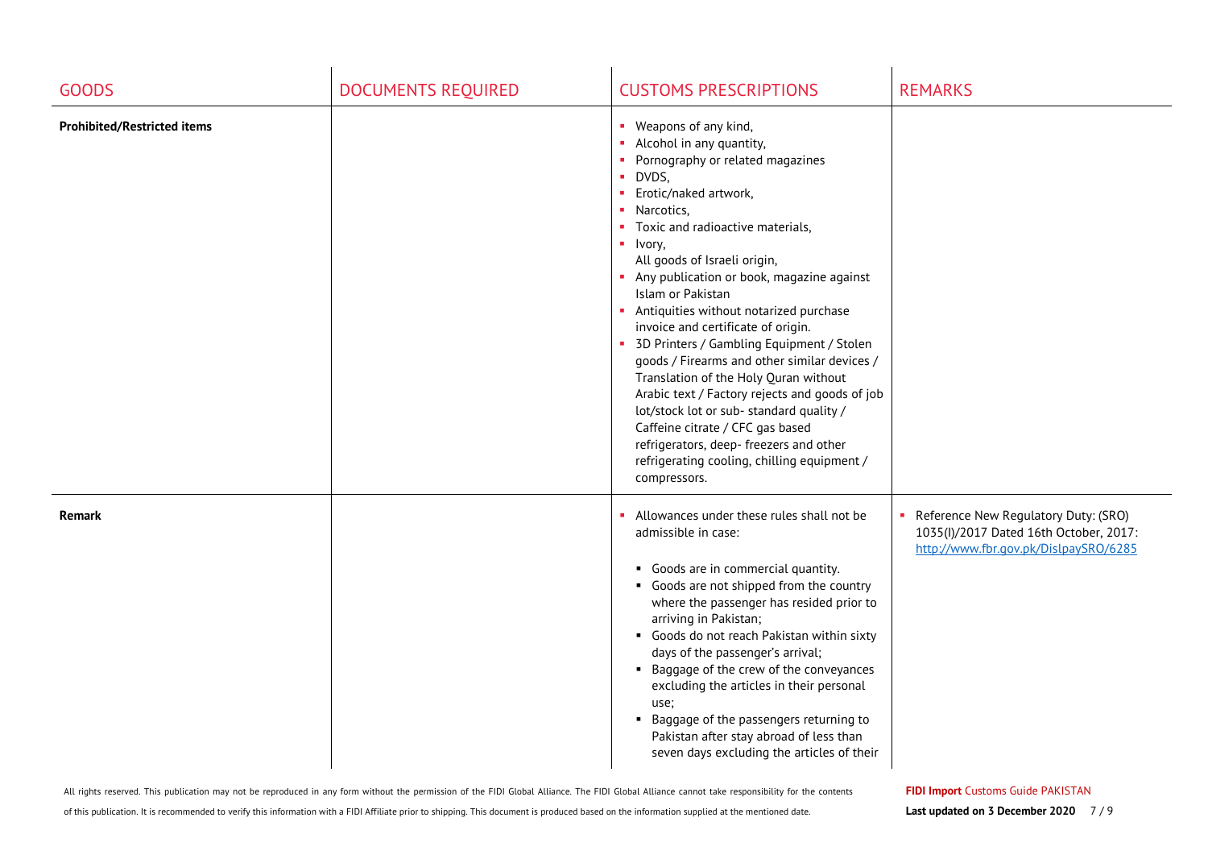| GOODS | DOCUMENTS REQUIRED | CUSTOMS PRESCRIPTIONS | REMARKS |
|---|---|---|---|
| **Prohibited/Restricted items** | | ▪ Weapons of any kind,<br>▪ Alcohol in any quantity,<br>▪ Pornography or related magazines<br>▪ DVDS,<br>▪ Erotic/naked artwork,<br>▪ Narcotics,<br>▪ Toxic and radioactive materials,<br>▪ Ivory,<br>All goods of Israeli origin,<br>▪ Any publication or book, magazine against Islam or Pakistan<br>▪ Antiquities without notarized purchase invoice and certificate of origin.<br>▪ 3D Printers / Gambling Equipment / Stolen goods / Firearms and other similar devices / Translation of the Holy Quran without Arabic text / Factory rejects and goods of job lot/stock lot or sub- standard quality / Caffeine citrate / CFC gas based refrigerators, deep- freezers and other refrigerating cooling, chilling equipment / compressors. | |
| **Remark** | | ▪ Allowances under these rules shall not be admissible in case:<br><br>▪ Goods are in commercial quantity.<br>▪ Goods are not shipped from the country where the passenger has resided prior to arriving in Pakistan;<br>▪ Goods do not reach Pakistan within sixty days of the passenger's arrival;<br>▪ Baggage of the crew of the conveyances excluding the articles in their personal use;<br>▪ Baggage of the passengers returning to Pakistan after stay abroad of less than seven days excluding the articles of their | ▪ Reference New Regulatory Duty: (SRO) 1035(I)/2017 Dated 16th October, 2017: http://www.fbr.gov.pk/DislpaySRO/6285 |

All rights reserved. This publication may not be reproduced in any form without the permission of the FIDI Global Alliance. The FIDI Global Alliance cannot take responsibility for the contents of this publication. It is recommended to verify this information with a FIDI Affiliate prior to shipping. This document is produced based on the information supplied at the mentioned date.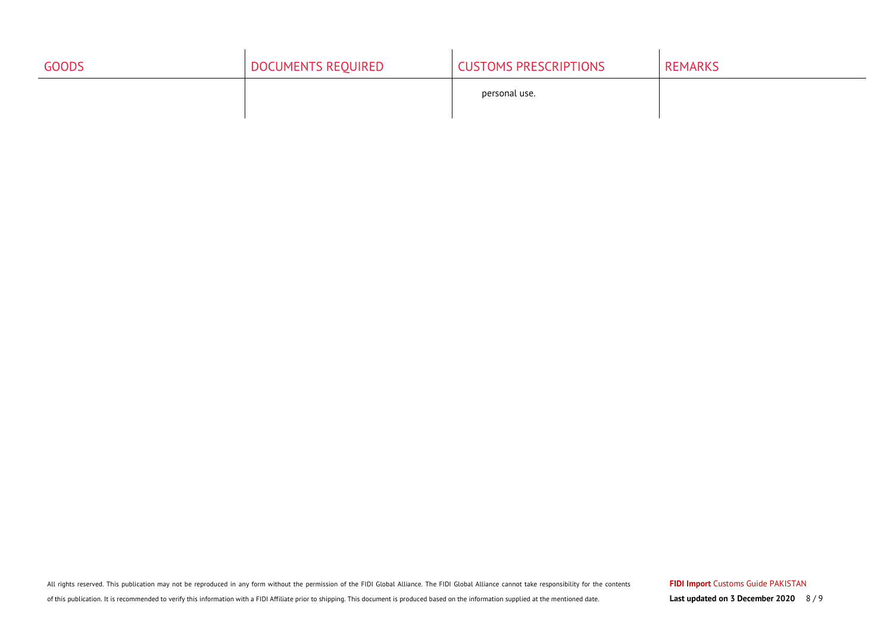| GOODS | DOCUMENTS REQUIRED | CUSTOMS PRESCRIPTIONS | REMARKS |
| --- | --- | --- | --- |
| | | personal use. | |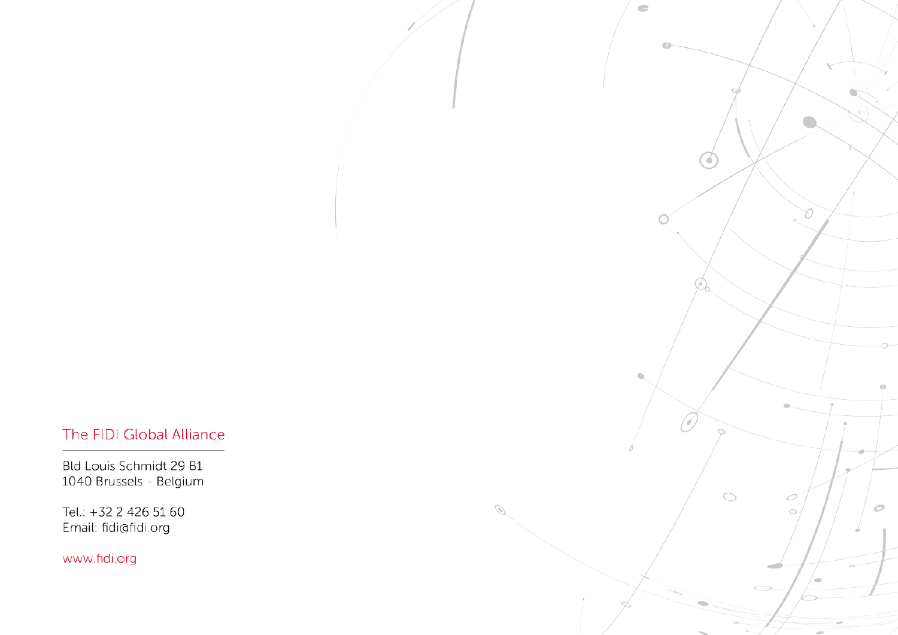The FIDI Global Alliance

Bld Louis Schmidt 29 B1
1040 Brussels - Belgium

Tel.: +32 2 426 51 60
Email: fidi@fidi.org

www.fidi.org